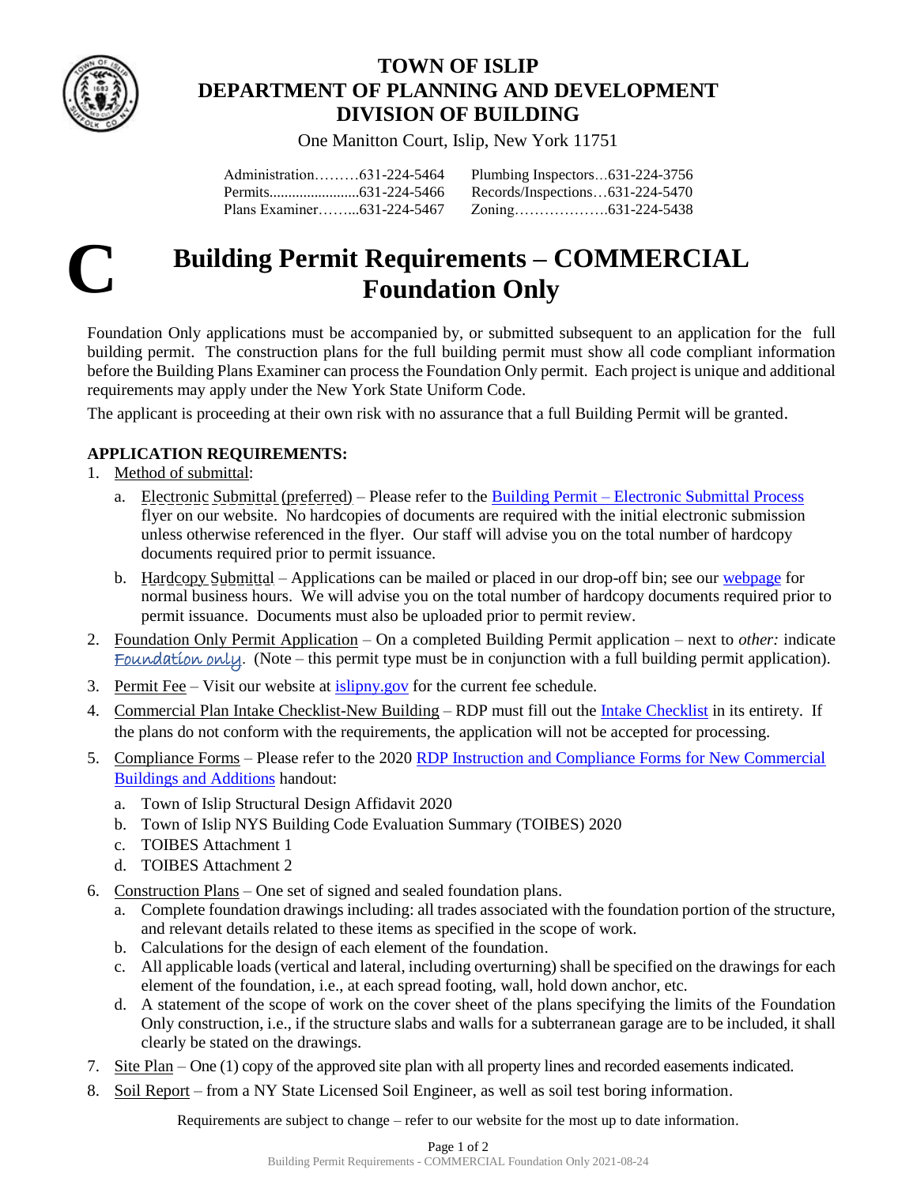# TOWN OF ISLIP
# DEPARTMENT OF PLANNING AND DEVELOPMENT
# DIVISION OF BUILDING

One Manitton Court, Islip, New York 11751

| | |
|---|---|
| Administration.........631-224-5464 | Plumbing Inspectors...631-224-3756 |
| Permits........................631-224-5466 | Records/Inspections...631-224-5470 |
| Plans Examiner.........631-224-5467 | Zoning...................631-224-5438 |

**C**

## Building Permit Requirements – COMMERCIAL Foundation Only

Foundation Only applications must be accompanied by, or submitted subsequent to an application for the full building permit. The construction plans for the full building permit must show all code compliant information before the Building Plans Examiner can process the Foundation Only permit. Each project is unique and additional requirements may apply under the New York State Uniform Code.

The applicant is proceeding at their own risk with no assurance that a full Building Permit will be granted.

**APPLICATION REQUIREMENTS:**

1. Method of submittal:
   a. Electronic Submittal (preferred) – Please refer to the Building Permit – Electronic Submittal Process flyer on our website. No hardcopies of documents are required with the initial electronic submission unless otherwise referenced in the flyer. Our staff will advise you on the total number of hardcopy documents required prior to permit issuance.
   b. Hardcopy Submittal – Applications can be mailed or placed in our drop-off bin; see our webpage for normal business hours. We will advise you on the total number of hardcopy documents required prior to permit issuance. Documents must also be uploaded prior to permit review.
2. Foundation Only Permit Application – On a completed Building Permit application – next to *other:* indicate Foundation only. (Note – this permit type must be in conjunction with a full building permit application).
3. Permit Fee – Visit our website at islipny.gov for the current fee schedule.
4. Commercial Plan Intake Checklist-New Building – RDP must fill out the Intake Checklist in its entirety. If the plans do not conform with the requirements, the application will not be accepted for processing.
5. Compliance Forms – Please refer to the 2020 RDP Instruction and Compliance Forms for New Commercial Buildings and Additions handout:
   a. Town of Islip Structural Design Affidavit 2020
   b. Town of Islip NYS Building Code Evaluation Summary (TOIBES) 2020
   c. TOIBES Attachment 1
   d. TOIBES Attachment 2
6. Construction Plans – One set of signed and sealed foundation plans.
   a. Complete foundation drawings including: all trades associated with the foundation portion of the structure, and relevant details related to these items as specified in the scope of work.
   b. Calculations for the design of each element of the foundation.
   c. All applicable loads (vertical and lateral, including overturning) shall be specified on the drawings for each element of the foundation, i.e., at each spread footing, wall, hold down anchor, etc.
   d. A statement of the scope of work on the cover sheet of the plans specifying the limits of the Foundation Only construction, i.e., if the structure slabs and walls for a subterranean garage are to be included, it shall clearly be stated on the drawings.
7. Site Plan – One (1) copy of the approved site plan with all property lines and recorded easements indicated.
8. Soil Report – from a NY State Licensed Soil Engineer, as well as soil test boring information.

Requirements are subject to change – refer to our website for the most up to date information.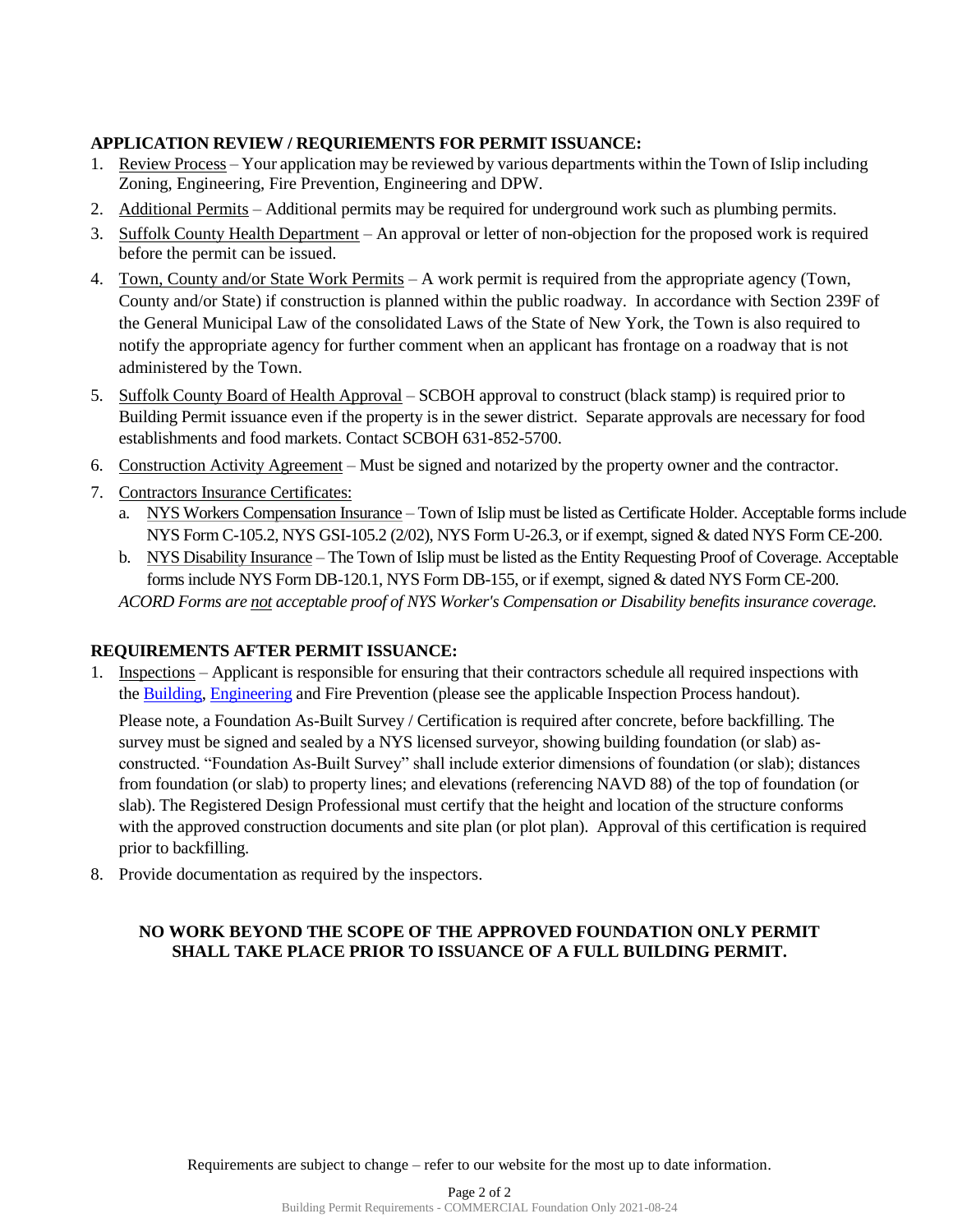**APPLICATION REVIEW / REQUIREMENTS FOR PERMIT ISSUANCE:**

1. Review Process – Your application may be reviewed by various departments within the Town of Islip including Zoning, Engineering, Fire Prevention, Engineering and DPW.
2. Additional Permits – Additional permits may be required for underground work such as plumbing permits.
3. Suffolk County Health Department – An approval or letter of non-objection for the proposed work is required before the permit can be issued.
4. Town, County and/or State Work Permits – A work permit is required from the appropriate agency (Town, County and/or State) if construction is planned within the public roadway. In accordance with Section 239F of the General Municipal Law of the consolidated Laws of the State of New York, the Town is also required to notify the appropriate agency for further comment when an applicant has frontage on a roadway that is not administered by the Town.
5. Suffolk County Board of Health Approval – SCBOH approval to construct (black stamp) is required prior to Building Permit issuance even if the property is in the sewer district. Separate approvals are necessary for food establishments and food markets. Contact SCBOH 631-852-5700.
6. Construction Activity Agreement – Must be signed and notarized by the property owner and the contractor.
7. Contractors Insurance Certificates:
   a. NYS Workers Compensation Insurance – Town of Islip must be listed as Certificate Holder. Acceptable forms include NYS Form C-105.2, NYS GSI-105.2 (2/02), NYS Form U-26.3, or if exempt, signed & dated NYS Form CE-200.
   b. NYS Disability Insurance – The Town of Islip must be listed as the Entity Requesting Proof of Coverage. Acceptable forms include NYS Form DB-120.1, NYS Form DB-155, or if exempt, signed & dated NYS Form CE-200.

   *ACORD Forms are not acceptable proof of NYS Worker's Compensation or Disability benefits insurance coverage.*

**REQUIREMENTS AFTER PERMIT ISSUANCE:**

1. Inspections – Applicant is responsible for ensuring that their contractors schedule all required inspections with the Building, Engineering and Fire Prevention (please see the applicable Inspection Process handout).

   Please note, a Foundation As-Built Survey / Certification is required after concrete, before backfilling. The survey must be signed and sealed by a NYS licensed surveyor, showing building foundation (or slab) as-constructed. "Foundation As-Built Survey" shall include exterior dimensions of foundation (or slab); distances from foundation (or slab) to property lines; and elevations (referencing NAVD 88) of the top of foundation (or slab). The Registered Design Professional must certify that the height and location of the structure conforms with the approved construction documents and site plan (or plot plan). Approval of this certification is required prior to backfilling.

8. Provide documentation as required by the inspectors.

**NO WORK BEYOND THE SCOPE OF THE APPROVED FOUNDATION ONLY PERMIT SHALL TAKE PLACE PRIOR TO ISSUANCE OF A FULL BUILDING PERMIT.**

Requirements are subject to change – refer to our website for the most up to date information.